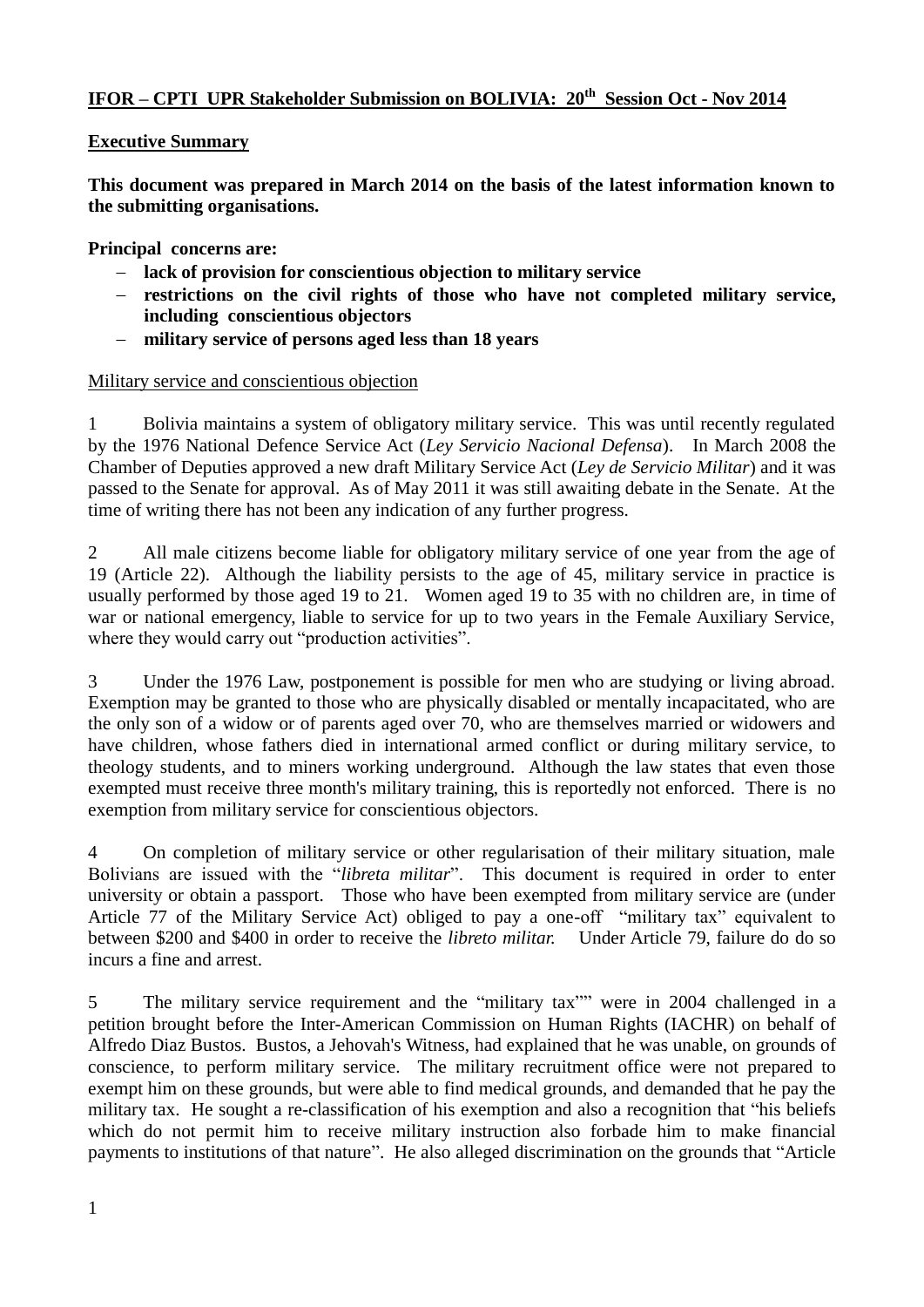**IFOR – CPTI UPR Stakeholder Submission on BOLIVIA: 20th Session Oct - Nov 2014**

**Executive Summary**

**This document was prepared in March 2014 on the basis of the latest information known to the submitting organisations.**

**Principal concerns are:**

- **lack of provision for conscientious objection to military service**
- **restrictions on the civil rights of those who have not completed military service, including conscientious objectors**
- **military service of persons aged less than 18 years**

Military service and conscientious objection

1 Bolivia maintains a system of obligatory military service. This was until recently regulated by the 1976 National Defence Service Act (*Ley Servicio Nacional Defensa*). In March 2008 the Chamber of Deputies approved a new draft Military Service Act (*Ley de Servicio Militar*) and it was passed to the Senate for approval. As of May 2011 it was still awaiting debate in the Senate. At the time of writing there has not been any indication of any further progress.

2 All male citizens become liable for obligatory military service of one year from the age of 19 (Article 22). Although the liability persists to the age of 45, military service in practice is usually performed by those aged 19 to 21. Women aged 19 to 35 with no children are, in time of war or national emergency, liable to service for up to two years in the Female Auxiliary Service, where they would carry out "production activities".

3 Under the 1976 Law, postponement is possible for men who are studying or living abroad. Exemption may be granted to those who are physically disabled or mentally incapacitated, who are the only son of a widow or of parents aged over 70, who are themselves married or widowers and have children, whose fathers died in international armed conflict or during military service, to theology students, and to miners working underground. Although the law states that even those exempted must receive three month's military training, this is reportedly not enforced. There is no exemption from military service for conscientious objectors.

4 On completion of military service or other regularisation of their military situation, male Bolivians are issued with the "*libreta militar*". This document is required in order to enter university or obtain a passport. Those who have been exempted from military service are (under Article 77 of the Military Service Act) obliged to pay a one-off "military tax" equivalent to between $200 and $400 in order to receive the *libreto militar.* Under Article 79, failure do do so incurs a fine and arrest.

5 The military service requirement and the "military tax"" were in 2004 challenged in a petition brought before the Inter-American Commission on Human Rights (IACHR) on behalf of Alfredo Diaz Bustos. Bustos, a Jehovah's Witness, had explained that he was unable, on grounds of conscience, to perform military service. The military recruitment office were not prepared to exempt him on these grounds, but were able to find medical grounds, and demanded that he pay the military tax. He sought a re-classification of his exemption and also a recognition that "his beliefs which do not permit him to receive military instruction also forbade him to make financial payments to institutions of that nature". He also alleged discrimination on the grounds that "Article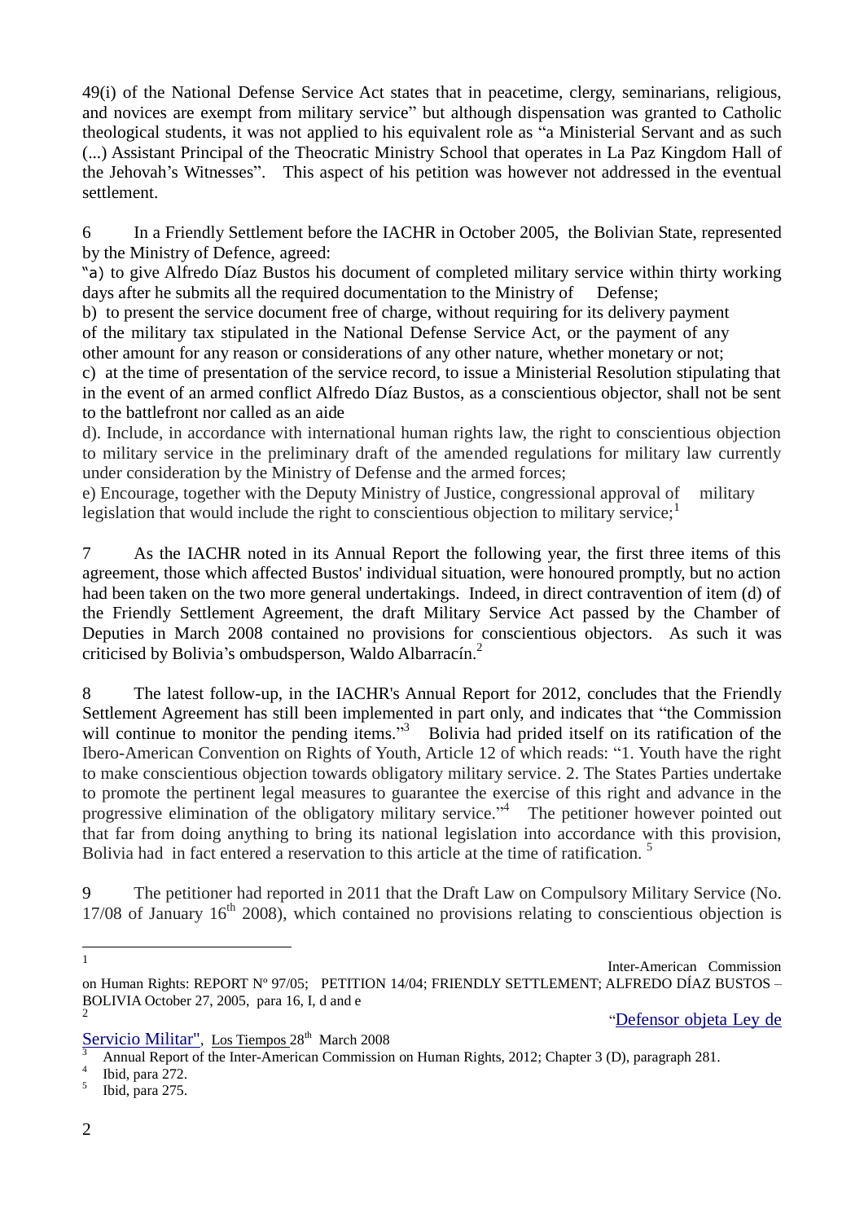49(i) of the National Defense Service Act states that in peacetime, clergy, seminarians, religious, and novices are exempt from military service" but although dispensation was granted to Catholic theological students, it was not applied to his equivalent role as "a Ministerial Servant and as such (...) Assistant Principal of the Theocratic Ministry School that operates in La Paz Kingdom Hall of the Jehovah's Witnesses". This aspect of his petition was however not addressed in the eventual settlement.

6 In a Friendly Settlement before the IACHR in October 2005, the Bolivian State, represented by the Ministry of Defence, agreed:

"a) to give Alfredo Díaz Bustos his document of completed military service within thirty working days after he submits all the required documentation to the Ministry of Defense;

b) to present the service document free of charge, without requiring for its delivery payment of the military tax stipulated in the National Defense Service Act, or the payment of any other amount for any reason or considerations of any other nature, whether monetary or not;

c) at the time of presentation of the service record, to issue a Ministerial Resolution stipulating that in the event of an armed conflict Alfredo Díaz Bustos, as a conscientious objector, shall not be sent to the battlefront nor called as an aide

d). Include, in accordance with international human rights law, the right to conscientious objection to military service in the preliminary draft of the amended regulations for military law currently under consideration by the Ministry of Defense and the armed forces;

e) Encourage, together with the Deputy Ministry of Justice, congressional approval of military legislation that would include the right to conscientious objection to military service;[1]

7 As the IACHR noted in its Annual Report the following year, the first three items of this agreement, those which affected Bustos' individual situation, were honoured promptly, but no action had been taken on the two more general undertakings. Indeed, in direct contravention of item (d) of the Friendly Settlement Agreement, the draft Military Service Act passed by the Chamber of Deputies in March 2008 contained no provisions for conscientious objectors. As such it was criticised by Bolivia's ombudsperson, Waldo Albarracín.[2]

8 The latest follow-up, in the IACHR's Annual Report for 2012, concludes that the Friendly Settlement Agreement has still been implemented in part only, and indicates that "the Commission will continue to monitor the pending items."[3] Bolivia had prided itself on its ratification of the Ibero-American Convention on Rights of Youth, Article 12 of which reads: "1. Youth have the right to make conscientious objection towards obligatory military service. 2. The States Parties undertake to promote the pertinent legal measures to guarantee the exercise of this right and advance in the progressive elimination of the obligatory military service."[4] The petitioner however pointed out that far from doing anything to bring its national legislation into accordance with this provision, Bolivia had in fact entered a reservation to this article at the time of ratification.[5]

9 The petitioner had reported in 2011 that the Draft Law on Compulsory Military Service (No. 17/08 of January 16th 2008), which contained no provisions relating to conscientious objection is

---

[1] Inter-American Commission on Human Rights: REPORT Nº 97/05; PETITION 14/04; FRIENDLY SETTLEMENT; ALFREDO DÍAZ BUSTOS – BOLIVIA October 27, 2005, para 16, I, d and e

[2] "Defensor objeta Ley de Servicio Militar", Los Tiempos 28th March 2008

[3] Annual Report of the Inter-American Commission on Human Rights, 2012; Chapter 3 (D), paragraph 281.

[4] Ibid, para 272.

[5] Ibid, para 275.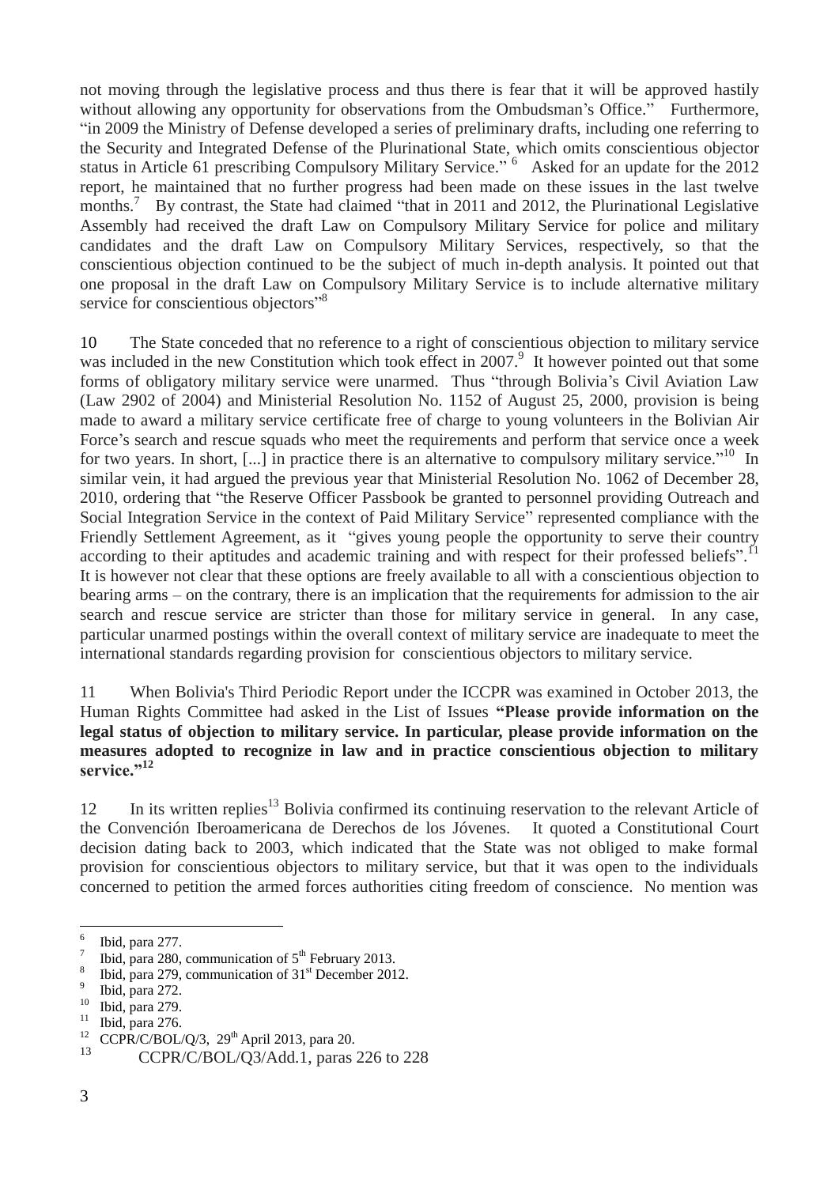not moving through the legislative process and thus there is fear that it will be approved hastily without allowing any opportunity for observations from the Ombudsman's Office." Furthermore, "in 2009 the Ministry of Defense developed a series of preliminary drafts, including one referring to the Security and Integrated Defense of the Plurinational State, which omits conscientious objector status in Article 61 prescribing Compulsory Military Service." [6] Asked for an update for the 2012 report, he maintained that no further progress had been made on these issues in the last twelve months.[7] By contrast, the State had claimed "that in 2011 and 2012, the Plurinational Legislative Assembly had received the draft Law on Compulsory Military Service for police and military candidates and the draft Law on Compulsory Military Services, respectively, so that the conscientious objection continued to be the subject of much in-depth analysis. It pointed out that one proposal in the draft Law on Compulsory Military Service is to include alternative military service for conscientious objectors"[8]

10 The State conceded that no reference to a right of conscientious objection to military service was included in the new Constitution which took effect in 2007.[9] It however pointed out that some forms of obligatory military service were unarmed. Thus "through Bolivia's Civil Aviation Law (Law 2902 of 2004) and Ministerial Resolution No. 1152 of August 25, 2000, provision is being made to award a military service certificate free of charge to young volunteers in the Bolivian Air Force's search and rescue squads who meet the requirements and perform that service once a week for two years. In short, [...] in practice there is an alternative to compulsory military service."[10] In similar vein, it had argued the previous year that Ministerial Resolution No. 1062 of December 28, 2010, ordering that "the Reserve Officer Passbook be granted to personnel providing Outreach and Social Integration Service in the context of Paid Military Service" represented compliance with the Friendly Settlement Agreement, as it "gives young people the opportunity to serve their country according to their aptitudes and academic training and with respect for their professed beliefs".[11] It is however not clear that these options are freely available to all with a conscientious objection to bearing arms – on the contrary, there is an implication that the requirements for admission to the air search and rescue service are stricter than those for military service in general. In any case, particular unarmed postings within the overall context of military service are inadequate to meet the international standards regarding provision for conscientious objectors to military service.

11 When Bolivia's Third Periodic Report under the ICCPR was examined in October 2013, the Human Rights Committee had asked in the List of Issues **"Please provide information on the legal status of objection to military service. In particular, please provide information on the measures adopted to recognize in law and in practice conscientious objection to military service."[12]**

12 In its written replies[13] Bolivia confirmed its continuing reservation to the relevant Article of the Convención Iberoamericana de Derechos de los Jóvenes. It quoted a Constitutional Court decision dating back to 2003, which indicated that the State was not obliged to make formal provision for conscientious objectors to military service, but that it was open to the individuals concerned to petition the armed forces authorities citing freedom of conscience. No mention was

---

[6] Ibid, para 277.

[7] Ibid, para 280, communication of 5th February 2013.

[8] Ibid, para 279, communication of 31st December 2012.

[9] Ibid, para 272.

[10] Ibid, para 279.

[11] Ibid, para 276.

[12] CCPR/C/BOL/Q/3, 29th April 2013, para 20.

[13] CCPR/C/BOL/Q3/Add.1, paras 226 to 228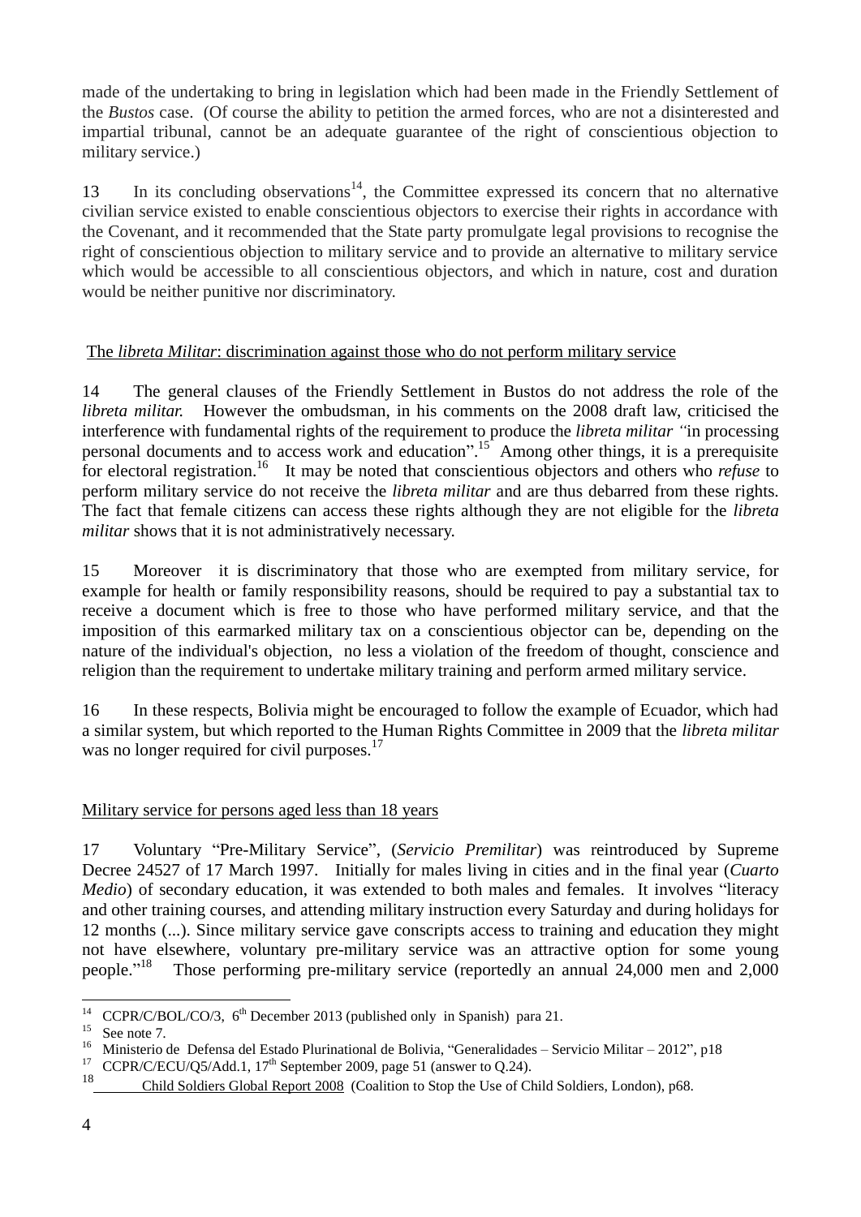made of the undertaking to bring in legislation which had been made in the Friendly Settlement of the *Bustos* case. (Of course the ability to petition the armed forces, who are not a disinterested and impartial tribunal, cannot be an adequate guarantee of the right of conscientious objection to military service.)

13 In its concluding observations[14], the Committee expressed its concern that no alternative civilian service existed to enable conscientious objectors to exercise their rights in accordance with the Covenant, and it recommended that the State party promulgate legal provisions to recognise the right of conscientious objection to military service and to provide an alternative to military service which would be accessible to all conscientious objectors, and which in nature, cost and duration would be neither punitive nor discriminatory.

## The *libreta Militar*: discrimination against those who do not perform military service

14 The general clauses of the Friendly Settlement in Bustos do not address the role of the *libreta militar.* However the ombudsman, in his comments on the 2008 draft law, criticised the interference with fundamental rights of the requirement to produce the *libreta militar* "in processing personal documents and to access work and education".[15] Among other things, it is a prerequisite for electoral registration.[16] It may be noted that conscientious objectors and others who *refuse* to perform military service do not receive the *libreta militar* and are thus debarred from these rights. The fact that female citizens can access these rights although they are not eligible for the *libreta militar* shows that it is not administratively necessary.

15 Moreover it is discriminatory that those who are exempted from military service, for example for health or family responsibility reasons, should be required to pay a substantial tax to receive a document which is free to those who have performed military service, and that the imposition of this earmarked military tax on a conscientious objector can be, depending on the nature of the individual's objection, no less a violation of the freedom of thought, conscience and religion than the requirement to undertake military training and perform armed military service.

16 In these respects, Bolivia might be encouraged to follow the example of Ecuador, which had a similar system, but which reported to the Human Rights Committee in 2009 that the *libreta militar* was no longer required for civil purposes.[17]

## Military service for persons aged less than 18 years

17 Voluntary "Pre-Military Service", (*Servicio Premilitar*) was reintroduced by Supreme Decree 24527 of 17 March 1997. Initially for males living in cities and in the final year (*Cuarto Medio*) of secondary education, it was extended to both males and females. It involves "literacy and other training courses, and attending military instruction every Saturday and during holidays for 12 months (...). Since military service gave conscripts access to training and education they might not have elsewhere, voluntary pre-military service was an attractive option for some young people."[18] Those performing pre-military service (reportedly an annual 24,000 men and 2,000

---

[14] CCPR/C/BOL/CO/3, 6th December 2013 (published only in Spanish) para 21.

[15] See note 7.

[16] Ministerio de Defensa del Estado Plurinational de Bolivia, "Generalidades – Servicio Militar – 2012", p18

[17] CCPR/C/ECU/Q5/Add.1, 17th September 2009, page 51 (answer to Q.24).

[18] Child Soldiers Global Report 2008 (Coalition to Stop the Use of Child Soldiers, London), p68.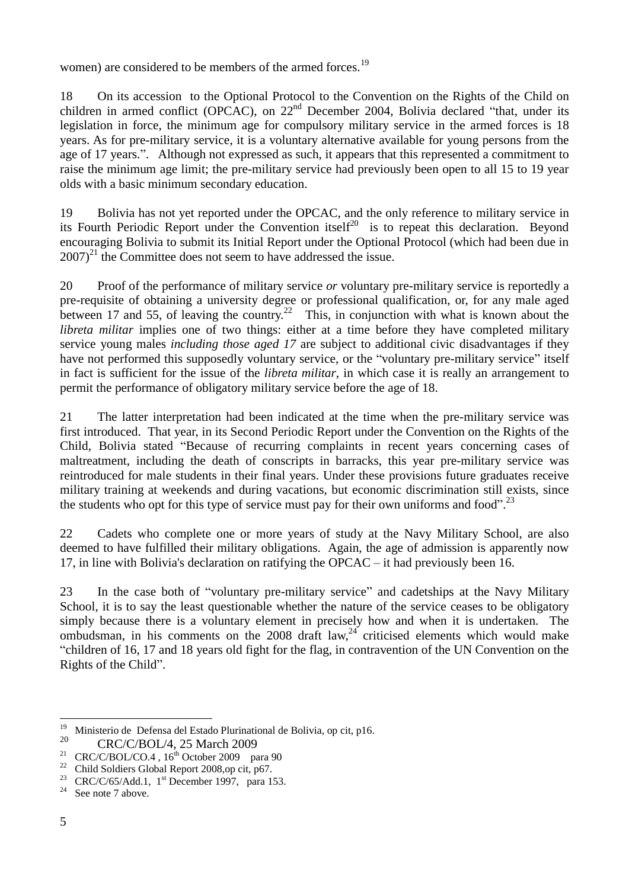women) are considered to be members of the armed forces.[19]

18 On its accession to the Optional Protocol to the Convention on the Rights of the Child on children in armed conflict (OPCAC), on 22nd December 2004, Bolivia declared "that, under its legislation in force, the minimum age for compulsory military service in the armed forces is 18 years. As for pre-military service, it is a voluntary alternative available for young persons from the age of 17 years.". Although not expressed as such, it appears that this represented a commitment to raise the minimum age limit; the pre-military service had previously been open to all 15 to 19 year olds with a basic minimum secondary education.

19 Bolivia has not yet reported under the OPCAC, and the only reference to military service in its Fourth Periodic Report under the Convention itself[20] is to repeat this declaration. Beyond encouraging Bolivia to submit its Initial Report under the Optional Protocol (which had been due in 2007)[21] the Committee does not seem to have addressed the issue.

20 Proof of the performance of military service *or* voluntary pre-military service is reportedly a pre-requisite of obtaining a university degree or professional qualification, or, for any male aged between 17 and 55, of leaving the country.[22] This, in conjunction with what is known about the *libreta militar* implies one of two things: either at a time before they have completed military service young males *including those aged 17* are subject to additional civic disadvantages if they have not performed this supposedly voluntary service, or the "voluntary pre-military service" itself in fact is sufficient for the issue of the *libreta militar*, in which case it is really an arrangement to permit the performance of obligatory military service before the age of 18.

21 The latter interpretation had been indicated at the time when the pre-military service was first introduced. That year, in its Second Periodic Report under the Convention on the Rights of the Child, Bolivia stated "Because of recurring complaints in recent years concerning cases of maltreatment, including the death of conscripts in barracks, this year pre-military service was reintroduced for male students in their final years. Under these provisions future graduates receive military training at weekends and during vacations, but economic discrimination still exists, since the students who opt for this type of service must pay for their own uniforms and food".[23]

22 Cadets who complete one or more years of study at the Navy Military School, are also deemed to have fulfilled their military obligations. Again, the age of admission is apparently now 17, in line with Bolivia's declaration on ratifying the OPCAC – it had previously been 16.

23 In the case both of "voluntary pre-military service" and cadetships at the Navy Military School, it is to say the least questionable whether the nature of the service ceases to be obligatory simply because there is a voluntary element in precisely how and when it is undertaken. The ombudsman, in his comments on the 2008 draft law,[24] criticised elements which would make "children of 16, 17 and 18 years old fight for the flag, in contravention of the UN Convention on the Rights of the Child".

---

[19] Ministerio de Defensa del Estado Plurinational de Bolivia, op cit, p16.

[20] CRC/C/BOL/4, 25 March 2009

[21] CRC/C/BOL/CO.4 , 16th October 2009 para 90

[22] Child Soldiers Global Report 2008,op cit, p67.

[23] CRC/C/65/Add.1, 1st December 1997, para 153.

[24] See note 7 above.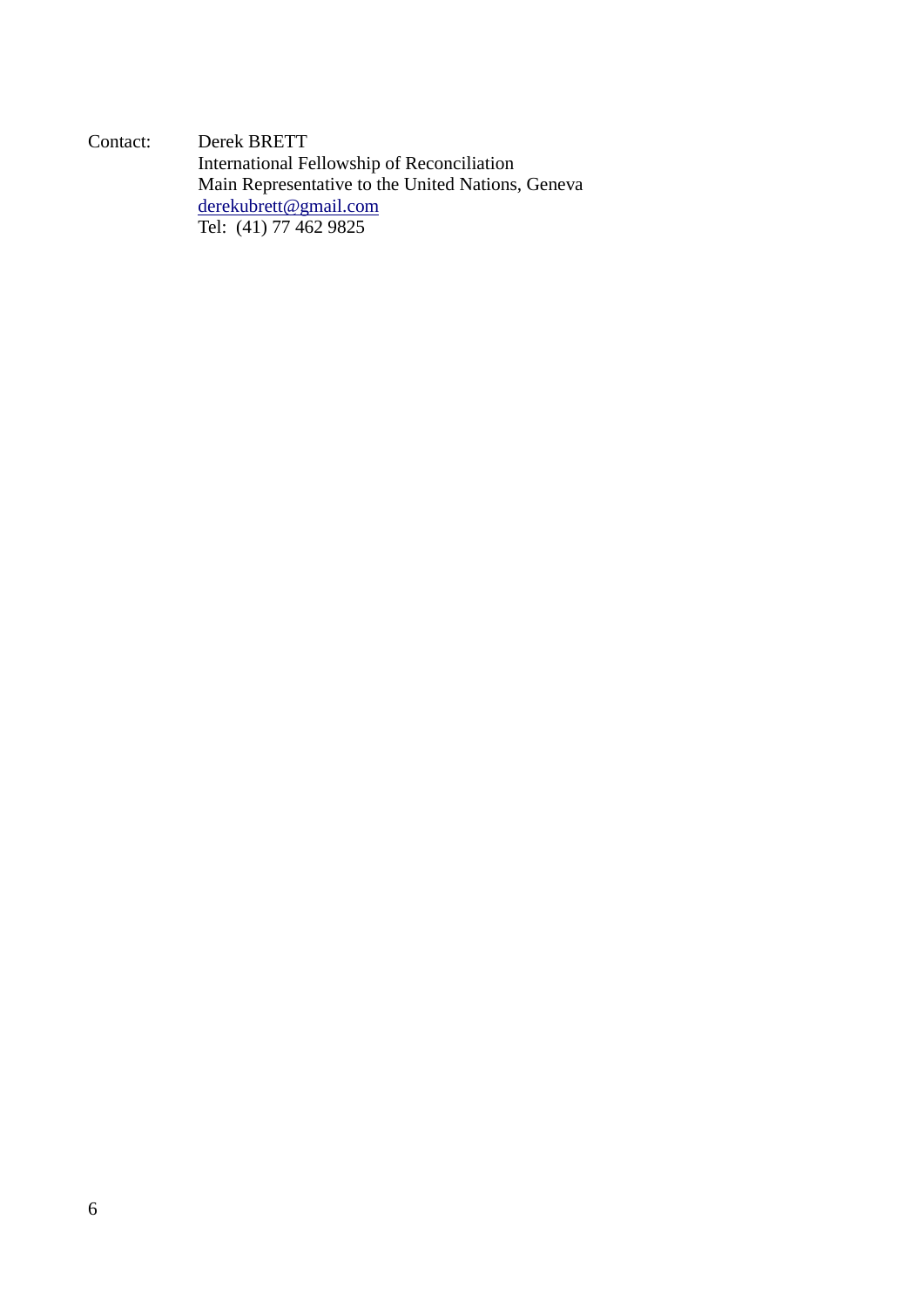Contact: Derek BRETT
International Fellowship of Reconciliation
Main Representative to the United Nations, Geneva
derekubrett@gmail.com
Tel: (41) 77 462 9825